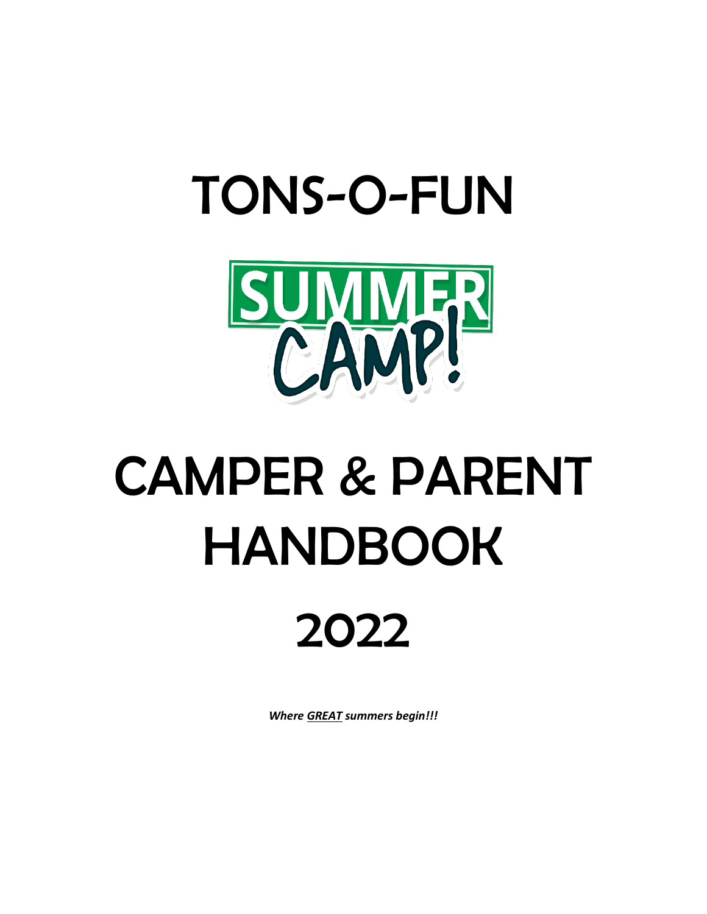# TONS-O-FUN

SUMMER CAMP!

# CAMPER & PARENT HANDBOOK

# 2022

***Where <u>GREAT</u> summers begin!!!***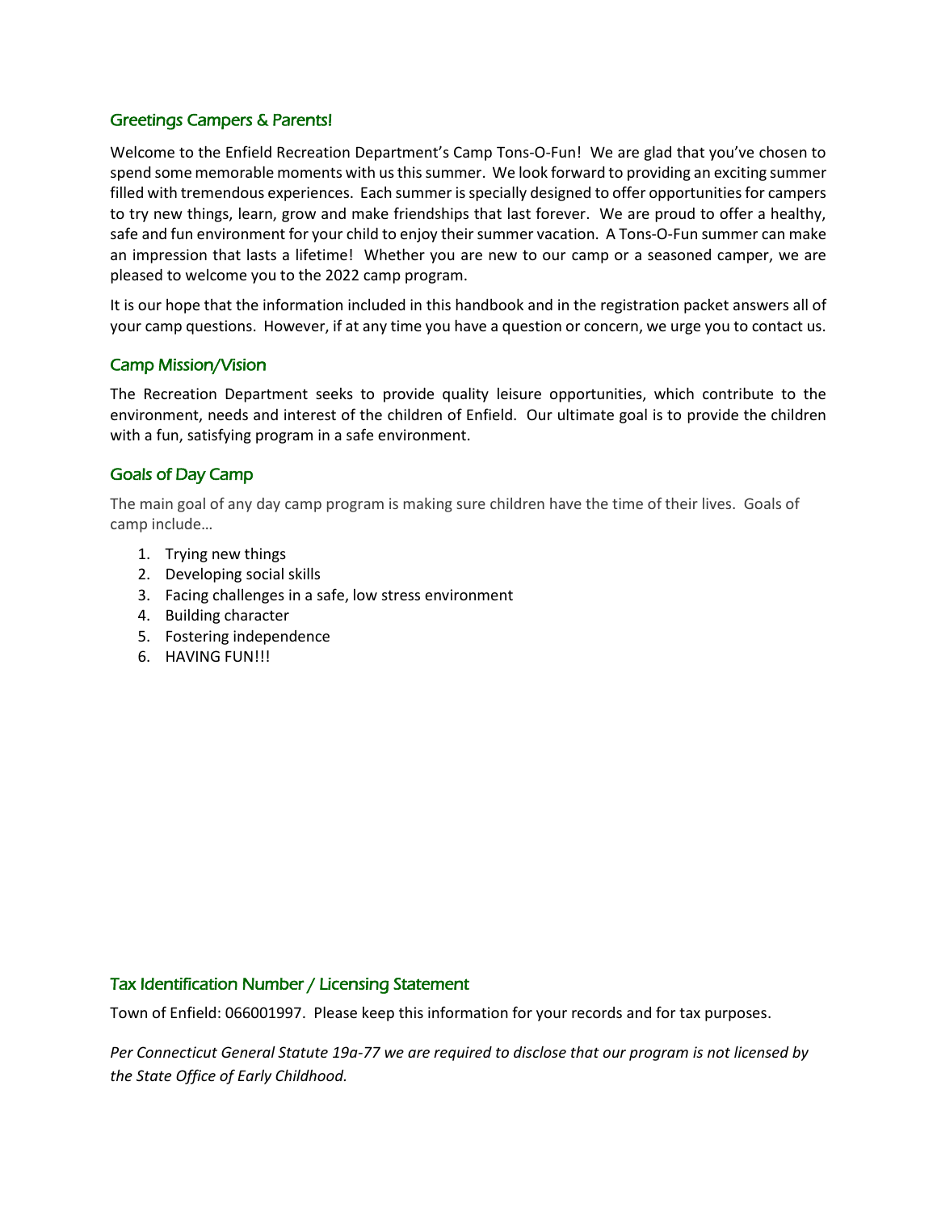## Greetings Campers & Parents!

Welcome to the Enfield Recreation Department's Camp Tons-O-Fun! We are glad that you've chosen to spend some memorable moments with us this summer. We look forward to providing an exciting summer filled with tremendous experiences. Each summer is specially designed to offer opportunities for campers to try new things, learn, grow and make friendships that last forever. We are proud to offer a healthy, safe and fun environment for your child to enjoy their summer vacation. A Tons-O-Fun summer can make an impression that lasts a lifetime! Whether you are new to our camp or a seasoned camper, we are pleased to welcome you to the 2022 camp program.

It is our hope that the information included in this handbook and in the registration packet answers all of your camp questions. However, if at any time you have a question or concern, we urge you to contact us.

## Camp Mission/Vision

The Recreation Department seeks to provide quality leisure opportunities, which contribute to the environment, needs and interest of the children of Enfield. Our ultimate goal is to provide the children with a fun, satisfying program in a safe environment.

## Goals of Day Camp

The main goal of any day camp program is making sure children have the time of their lives. Goals of camp include…

1. Trying new things
2. Developing social skills
3. Facing challenges in a safe, low stress environment
4. Building character
5. Fostering independence
6. HAVING FUN!!!

## Tax Identification Number / Licensing Statement

Town of Enfield: 066001997. Please keep this information for your records and for tax purposes.

*Per Connecticut General Statute 19a-77 we are required to disclose that our program is not licensed by the State Office of Early Childhood.*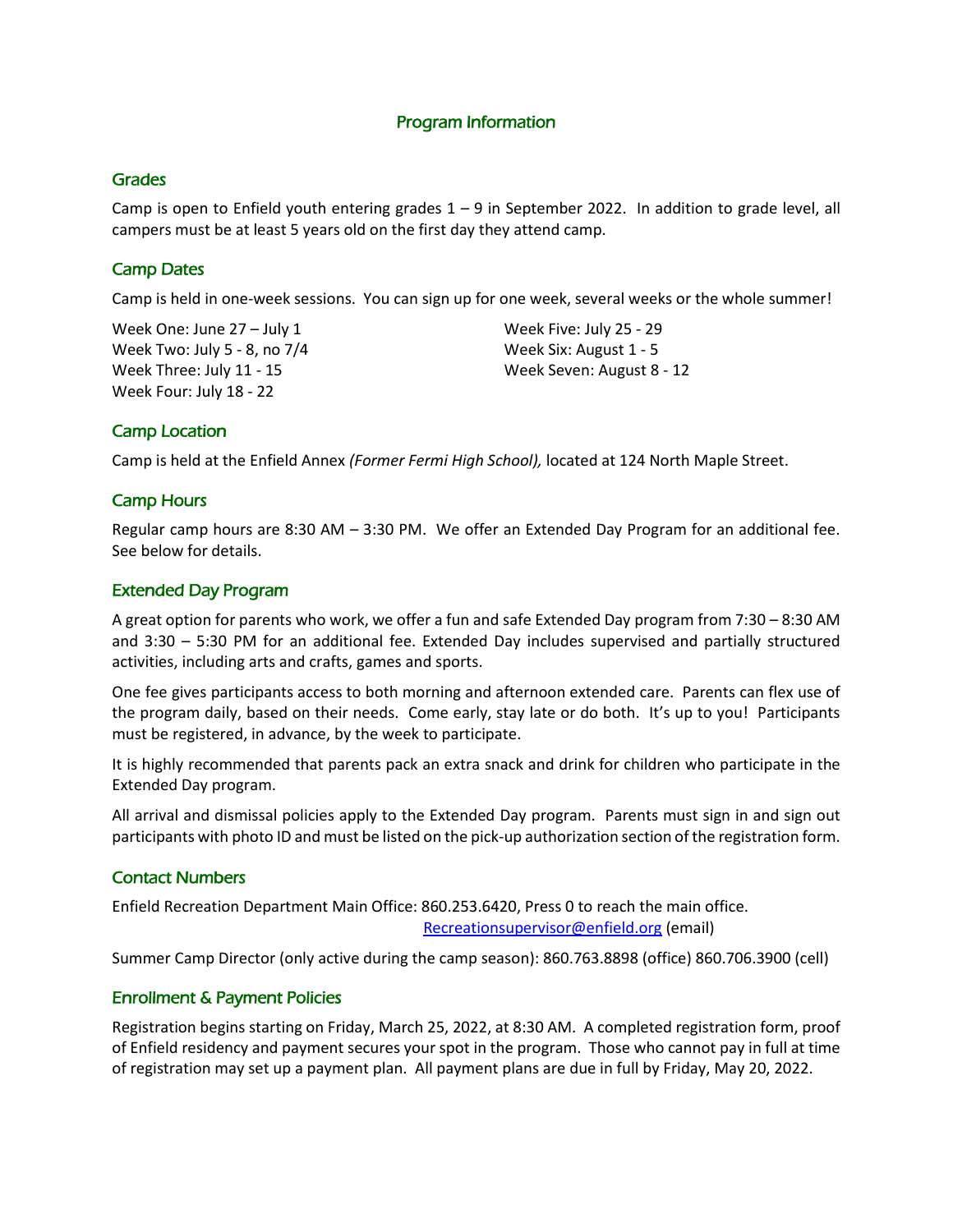# Program Information

## Grades

Camp is open to Enfield youth entering grades 1 – 9 in September 2022. In addition to grade level, all campers must be at least 5 years old on the first day they attend camp.

## Camp Dates

Camp is held in one-week sessions. You can sign up for one week, several weeks or the whole summer!

Week One: June 27 – July 1
Week Two: July 5 - 8, no 7/4
Week Three: July 11 - 15
Week Four: July 18 - 22
Week Five: July 25 - 29
Week Six: August 1 - 5
Week Seven: August 8 - 12

## Camp Location

Camp is held at the Enfield Annex *(Former Fermi High School),* located at 124 North Maple Street.

## Camp Hours

Regular camp hours are 8:30 AM – 3:30 PM. We offer an Extended Day Program for an additional fee. See below for details.

## Extended Day Program

A great option for parents who work, we offer a fun and safe Extended Day program from 7:30 – 8:30 AM and 3:30 – 5:30 PM for an additional fee. Extended Day includes supervised and partially structured activities, including arts and crafts, games and sports.

One fee gives participants access to both morning and afternoon extended care. Parents can flex use of the program daily, based on their needs. Come early, stay late or do both. It's up to you! Participants must be registered, in advance, by the week to participate.

It is highly recommended that parents pack an extra snack and drink for children who participate in the Extended Day program.

All arrival and dismissal policies apply to the Extended Day program. Parents must sign in and sign out participants with photo ID and must be listed on the pick-up authorization section of the registration form.

## Contact Numbers

Enfield Recreation Department Main Office: 860.253.6420, Press 0 to reach the main office.
Recreationsupervisor@enfield.org (email)

Summer Camp Director (only active during the camp season): 860.763.8898 (office) 860.706.3900 (cell)

## Enrollment & Payment Policies

Registration begins starting on Friday, March 25, 2022, at 8:30 AM. A completed registration form, proof of Enfield residency and payment secures your spot in the program. Those who cannot pay in full at time of registration may set up a payment plan. All payment plans are due in full by Friday, May 20, 2022.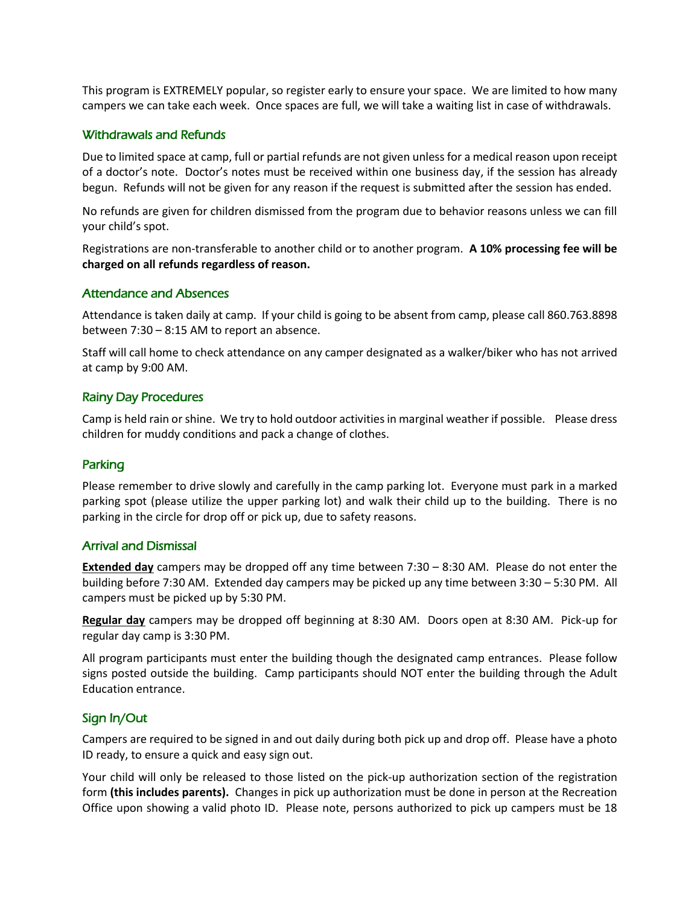This program is EXTREMELY popular, so register early to ensure your space. We are limited to how many campers we can take each week. Once spaces are full, we will take a waiting list in case of withdrawals.

## Withdrawals and Refunds

Due to limited space at camp, full or partial refunds are not given unless for a medical reason upon receipt of a doctor's note. Doctor's notes must be received within one business day, if the session has already begun. Refunds will not be given for any reason if the request is submitted after the session has ended.

No refunds are given for children dismissed from the program due to behavior reasons unless we can fill your child's spot.

Registrations are non-transferable to another child or to another program. **A 10% processing fee will be charged on all refunds regardless of reason.**

## Attendance and Absences

Attendance is taken daily at camp. If your child is going to be absent from camp, please call 860.763.8898 between 7:30 – 8:15 AM to report an absence.

Staff will call home to check attendance on any camper designated as a walker/biker who has not arrived at camp by 9:00 AM.

## Rainy Day Procedures

Camp is held rain or shine. We try to hold outdoor activities in marginal weather if possible. Please dress children for muddy conditions and pack a change of clothes.

## Parking

Please remember to drive slowly and carefully in the camp parking lot. Everyone must park in a marked parking spot (please utilize the upper parking lot) and walk their child up to the building. There is no parking in the circle for drop off or pick up, due to safety reasons.

## Arrival and Dismissal

**Extended day** campers may be dropped off any time between 7:30 – 8:30 AM. Please do not enter the building before 7:30 AM. Extended day campers may be picked up any time between 3:30 – 5:30 PM. All campers must be picked up by 5:30 PM.

**Regular day** campers may be dropped off beginning at 8:30 AM. Doors open at 8:30 AM. Pick-up for regular day camp is 3:30 PM.

All program participants must enter the building though the designated camp entrances. Please follow signs posted outside the building. Camp participants should NOT enter the building through the Adult Education entrance.

## Sign In/Out

Campers are required to be signed in and out daily during both pick up and drop off. Please have a photo ID ready, to ensure a quick and easy sign out.

Your child will only be released to those listed on the pick-up authorization section of the registration form **(this includes parents).** Changes in pick up authorization must be done in person at the Recreation Office upon showing a valid photo ID. Please note, persons authorized to pick up campers must be 18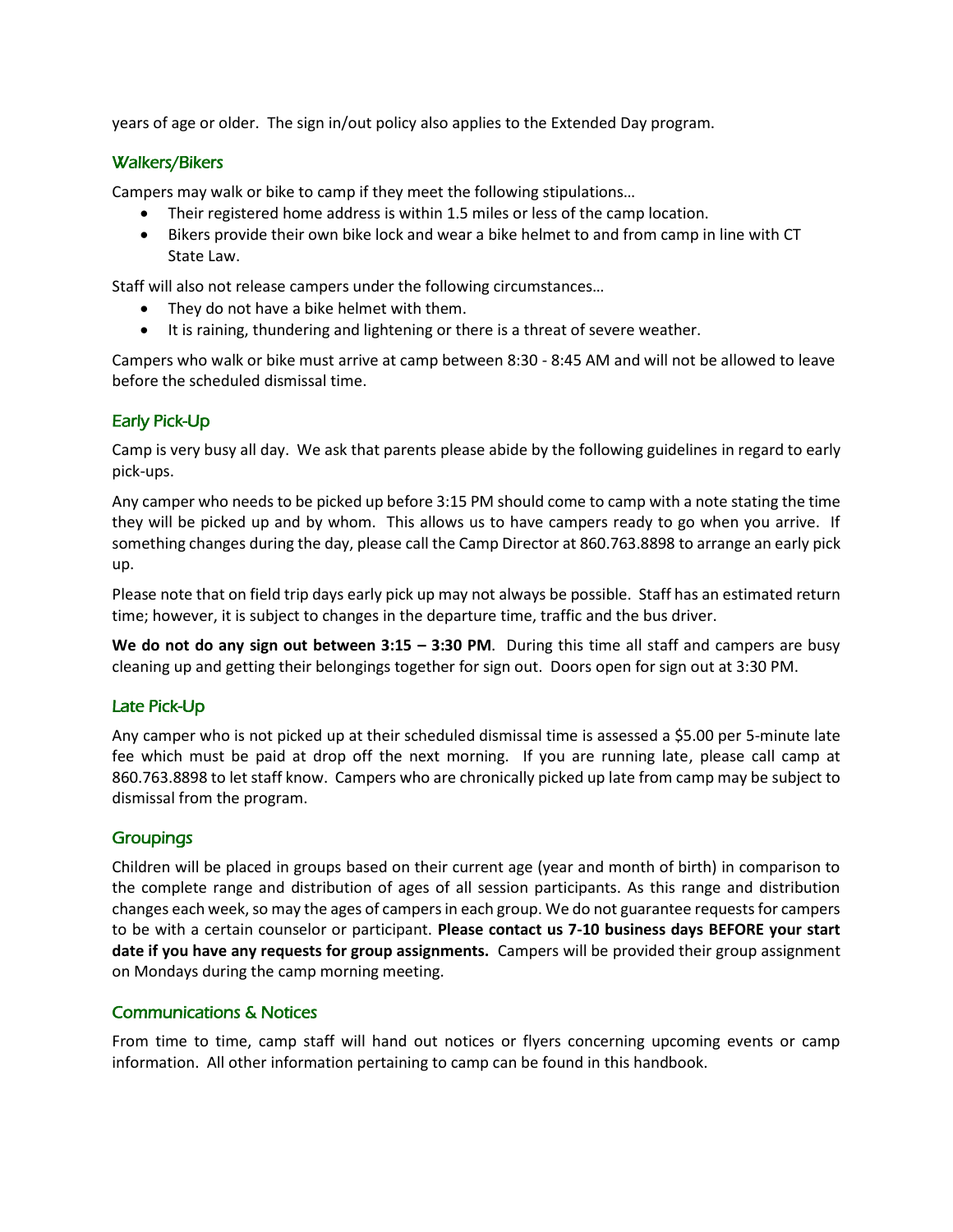years of age or older. The sign in/out policy also applies to the Extended Day program.

### Walkers/Bikers

Campers may walk or bike to camp if they meet the following stipulations…

- Their registered home address is within 1.5 miles or less of the camp location.
- Bikers provide their own bike lock and wear a bike helmet to and from camp in line with CT State Law.

Staff will also not release campers under the following circumstances…

- They do not have a bike helmet with them.
- It is raining, thundering and lightening or there is a threat of severe weather.

Campers who walk or bike must arrive at camp between 8:30 - 8:45 AM and will not be allowed to leave before the scheduled dismissal time.

### Early Pick-Up

Camp is very busy all day. We ask that parents please abide by the following guidelines in regard to early pick-ups.

Any camper who needs to be picked up before 3:15 PM should come to camp with a note stating the time they will be picked up and by whom. This allows us to have campers ready to go when you arrive. If something changes during the day, please call the Camp Director at 860.763.8898 to arrange an early pick up.

Please note that on field trip days early pick up may not always be possible. Staff has an estimated return time; however, it is subject to changes in the departure time, traffic and the bus driver.

**We do not do any sign out between 3:15 – 3:30 PM**. During this time all staff and campers are busy cleaning up and getting their belongings together for sign out. Doors open for sign out at 3:30 PM.

### Late Pick-Up

Any camper who is not picked up at their scheduled dismissal time is assessed a $5.00 per 5-minute late fee which must be paid at drop off the next morning. If you are running late, please call camp at 860.763.8898 to let staff know. Campers who are chronically picked up late from camp may be subject to dismissal from the program.

### Groupings

Children will be placed in groups based on their current age (year and month of birth) in comparison to the complete range and distribution of ages of all session participants. As this range and distribution changes each week, so may the ages of campers in each group. We do not guarantee requests for campers to be with a certain counselor or participant. **Please contact us 7-10 business days BEFORE your start date if you have any requests for group assignments.** Campers will be provided their group assignment on Mondays during the camp morning meeting.

### Communications & Notices

From time to time, camp staff will hand out notices or flyers concerning upcoming events or camp information. All other information pertaining to camp can be found in this handbook.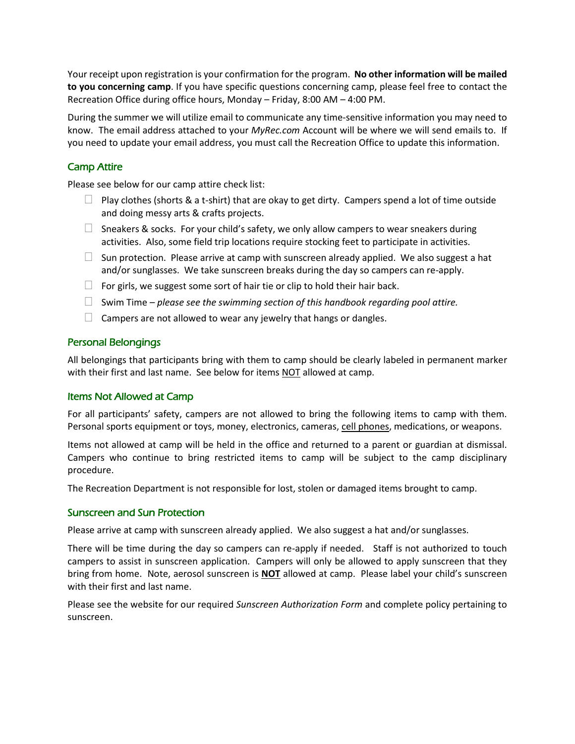Your receipt upon registration is your confirmation for the program. **No other information will be mailed to you concerning camp**. If you have specific questions concerning camp, please feel free to contact the Recreation Office during office hours, Monday – Friday, 8:00 AM – 4:00 PM.

During the summer we will utilize email to communicate any time-sensitive information you may need to know. The email address attached to your *MyRec.com* Account will be where we will send emails to. If you need to update your email address, you must call the Recreation Office to update this information.

## Camp Attire

Please see below for our camp attire check list:

- ☐ Play clothes (shorts & a t-shirt) that are okay to get dirty. Campers spend a lot of time outside and doing messy arts & crafts projects.
- ☐ Sneakers & socks. For your child's safety, we only allow campers to wear sneakers during activities. Also, some field trip locations require stocking feet to participate in activities.
- ☐ Sun protection. Please arrive at camp with sunscreen already applied. We also suggest a hat and/or sunglasses. We take sunscreen breaks during the day so campers can re-apply.
- ☐ For girls, we suggest some sort of hair tie or clip to hold their hair back.
- ☐ Swim Time – *please see the swimming section of this handbook regarding pool attire.*
- ☐ Campers are not allowed to wear any jewelry that hangs or dangles.

## Personal Belongings

All belongings that participants bring with them to camp should be clearly labeled in permanent marker with their first and last name. See below for items <u>NOT</u> allowed at camp.

## Items Not Allowed at Camp

For all participants' safety, campers are not allowed to bring the following items to camp with them. Personal sports equipment or toys, money, electronics, cameras, <u>cell phones</u>, medications, or weapons.

Items not allowed at camp will be held in the office and returned to a parent or guardian at dismissal. Campers who continue to bring restricted items to camp will be subject to the camp disciplinary procedure.

The Recreation Department is not responsible for lost, stolen or damaged items brought to camp.

## Sunscreen and Sun Protection

Please arrive at camp with sunscreen already applied. We also suggest a hat and/or sunglasses.

There will be time during the day so campers can re-apply if needed. Staff is not authorized to touch campers to assist in sunscreen application. Campers will only be allowed to apply sunscreen that they bring from home. Note, aerosol sunscreen is <u>**NOT**</u> allowed at camp. Please label your child's sunscreen with their first and last name.

Please see the website for our required *Sunscreen Authorization Form* and complete policy pertaining to sunscreen.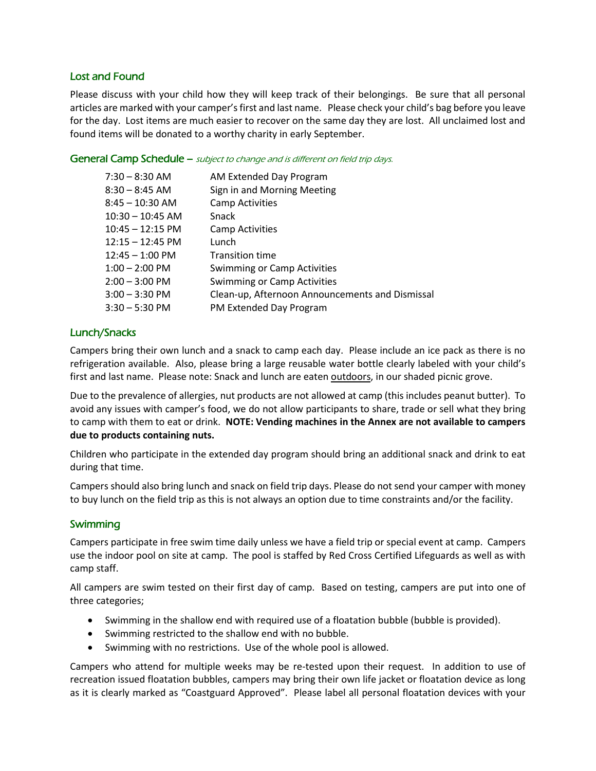## Lost and Found

Please discuss with your child how they will keep track of their belongings. Be sure that all personal articles are marked with your camper's first and last name. Please check your child's bag before you leave for the day. Lost items are much easier to recover on the same day they are lost. All unclaimed lost and found items will be donated to a worthy charity in early September.

## General Camp Schedule – *subject to change and is different on field trip days.*

| | |
|---|---|
| 7:30 – 8:30 AM | AM Extended Day Program |
| 8:30 – 8:45 AM | Sign in and Morning Meeting |
| 8:45 – 10:30 AM | Camp Activities |
| 10:30 – 10:45 AM | Snack |
| 10:45 – 12:15 PM | Camp Activities |
| 12:15 – 12:45 PM | Lunch |
| 12:45 – 1:00 PM | Transition time |
| 1:00 – 2:00 PM | Swimming or Camp Activities |
| 2:00 – 3:00 PM | Swimming or Camp Activities |
| 3:00 – 3:30 PM | Clean-up, Afternoon Announcements and Dismissal |
| 3:30 – 5:30 PM | PM Extended Day Program |

## Lunch/Snacks

Campers bring their own lunch and a snack to camp each day. Please include an ice pack as there is no refrigeration available. Also, please bring a large reusable water bottle clearly labeled with your child's first and last name. Please note: Snack and lunch are eaten outdoors, in our shaded picnic grove.

Due to the prevalence of allergies, nut products are not allowed at camp (this includes peanut butter). To avoid any issues with camper's food, we do not allow participants to share, trade or sell what they bring to camp with them to eat or drink. **NOTE: Vending machines in the Annex are not available to campers due to products containing nuts.**

Children who participate in the extended day program should bring an additional snack and drink to eat during that time.

Campers should also bring lunch and snack on field trip days. Please do not send your camper with money to buy lunch on the field trip as this is not always an option due to time constraints and/or the facility.

## Swimming

Campers participate in free swim time daily unless we have a field trip or special event at camp. Campers use the indoor pool on site at camp. The pool is staffed by Red Cross Certified Lifeguards as well as with camp staff.

All campers are swim tested on their first day of camp. Based on testing, campers are put into one of three categories;

- Swimming in the shallow end with required use of a floatation bubble (bubble is provided).
- Swimming restricted to the shallow end with no bubble.
- Swimming with no restrictions. Use of the whole pool is allowed.

Campers who attend for multiple weeks may be re-tested upon their request. In addition to use of recreation issued floatation bubbles, campers may bring their own life jacket or floatation device as long as it is clearly marked as "Coastguard Approved". Please label all personal floatation devices with your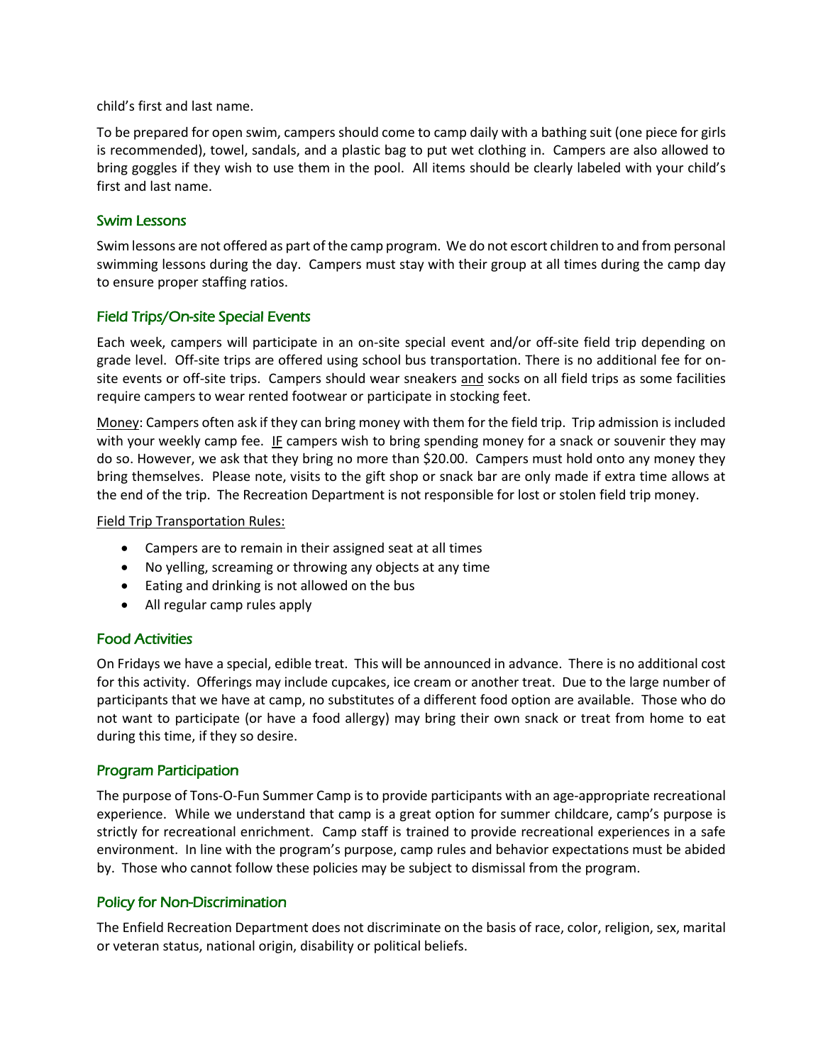child's first and last name.

To be prepared for open swim, campers should come to camp daily with a bathing suit (one piece for girls is recommended), towel, sandals, and a plastic bag to put wet clothing in. Campers are also allowed to bring goggles if they wish to use them in the pool. All items should be clearly labeled with your child's first and last name.

## Swim Lessons

Swim lessons are not offered as part of the camp program. We do not escort children to and from personal swimming lessons during the day. Campers must stay with their group at all times during the camp day to ensure proper staffing ratios.

## Field Trips/On-site Special Events

Each week, campers will participate in an on-site special event and/or off-site field trip depending on grade level. Off-site trips are offered using school bus transportation. There is no additional fee for on-site events or off-site trips. Campers should wear sneakers <u>and</u> socks on all field trips as some facilities require campers to wear rented footwear or participate in stocking feet.

<u>Money</u>: Campers often ask if they can bring money with them for the field trip. Trip admission is included with your weekly camp fee. <u>IF</u> campers wish to bring spending money for a snack or souvenir they may do so. However, we ask that they bring no more than $20.00. Campers must hold onto any money they bring themselves. Please note, visits to the gift shop or snack bar are only made if extra time allows at the end of the trip. The Recreation Department is not responsible for lost or stolen field trip money.

<u>Field Trip Transportation Rules:</u>

- Campers are to remain in their assigned seat at all times
- No yelling, screaming or throwing any objects at any time
- Eating and drinking is not allowed on the bus
- All regular camp rules apply

## Food Activities

On Fridays we have a special, edible treat. This will be announced in advance. There is no additional cost for this activity. Offerings may include cupcakes, ice cream or another treat. Due to the large number of participants that we have at camp, no substitutes of a different food option are available. Those who do not want to participate (or have a food allergy) may bring their own snack or treat from home to eat during this time, if they so desire.

## Program Participation

The purpose of Tons-O-Fun Summer Camp is to provide participants with an age-appropriate recreational experience. While we understand that camp is a great option for summer childcare, camp's purpose is strictly for recreational enrichment. Camp staff is trained to provide recreational experiences in a safe environment. In line with the program's purpose, camp rules and behavior expectations must be abided by. Those who cannot follow these policies may be subject to dismissal from the program.

## Policy for Non-Discrimination

The Enfield Recreation Department does not discriminate on the basis of race, color, religion, sex, marital or veteran status, national origin, disability or political beliefs.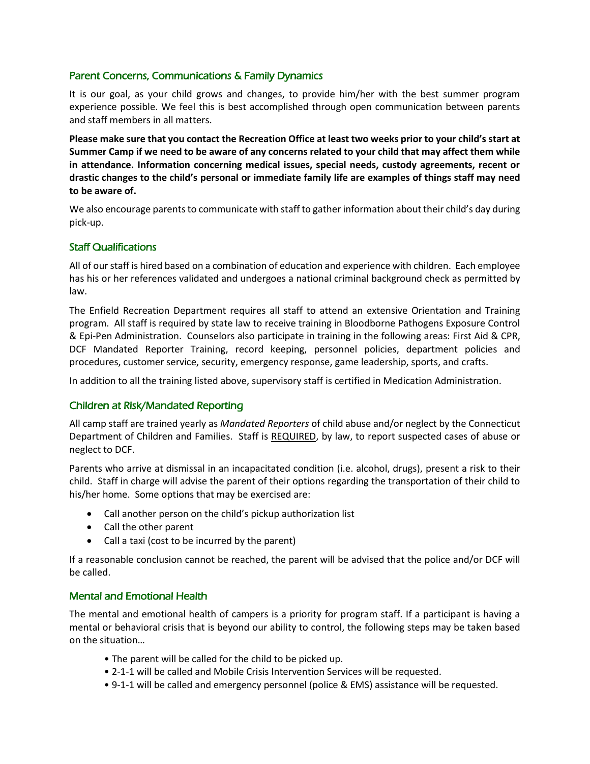## Parent Concerns, Communications & Family Dynamics

It is our goal, as your child grows and changes, to provide him/her with the best summer program experience possible. We feel this is best accomplished through open communication between parents and staff members in all matters.

**Please make sure that you contact the Recreation Office at least two weeks prior to your child's start at Summer Camp if we need to be aware of any concerns related to your child that may affect them while in attendance. Information concerning medical issues, special needs, custody agreements, recent or drastic changes to the child's personal or immediate family life are examples of things staff may need to be aware of.**

We also encourage parents to communicate with staff to gather information about their child's day during pick-up.

## Staff Qualifications

All of our staff is hired based on a combination of education and experience with children. Each employee has his or her references validated and undergoes a national criminal background check as permitted by law.

The Enfield Recreation Department requires all staff to attend an extensive Orientation and Training program. All staff is required by state law to receive training in Bloodborne Pathogens Exposure Control & Epi-Pen Administration. Counselors also participate in training in the following areas: First Aid & CPR, DCF Mandated Reporter Training, record keeping, personnel policies, department policies and procedures, customer service, security, emergency response, game leadership, sports, and crafts.

In addition to all the training listed above, supervisory staff is certified in Medication Administration.

## Children at Risk/Mandated Reporting

All camp staff are trained yearly as *Mandated Reporters* of child abuse and/or neglect by the Connecticut Department of Children and Families. Staff is <u>REQUIRED</u>, by law, to report suspected cases of abuse or neglect to DCF.

Parents who arrive at dismissal in an incapacitated condition (i.e. alcohol, drugs), present a risk to their child. Staff in charge will advise the parent of their options regarding the transportation of their child to his/her home. Some options that may be exercised are:

- Call another person on the child's pickup authorization list
- Call the other parent
- Call a taxi (cost to be incurred by the parent)

If a reasonable conclusion cannot be reached, the parent will be advised that the police and/or DCF will be called.

## Mental and Emotional Health

The mental and emotional health of campers is a priority for program staff. If a participant is having a mental or behavioral crisis that is beyond our ability to control, the following steps may be taken based on the situation…

- The parent will be called for the child to be picked up.
- 2-1-1 will be called and Mobile Crisis Intervention Services will be requested.
- 9-1-1 will be called and emergency personnel (police & EMS) assistance will be requested.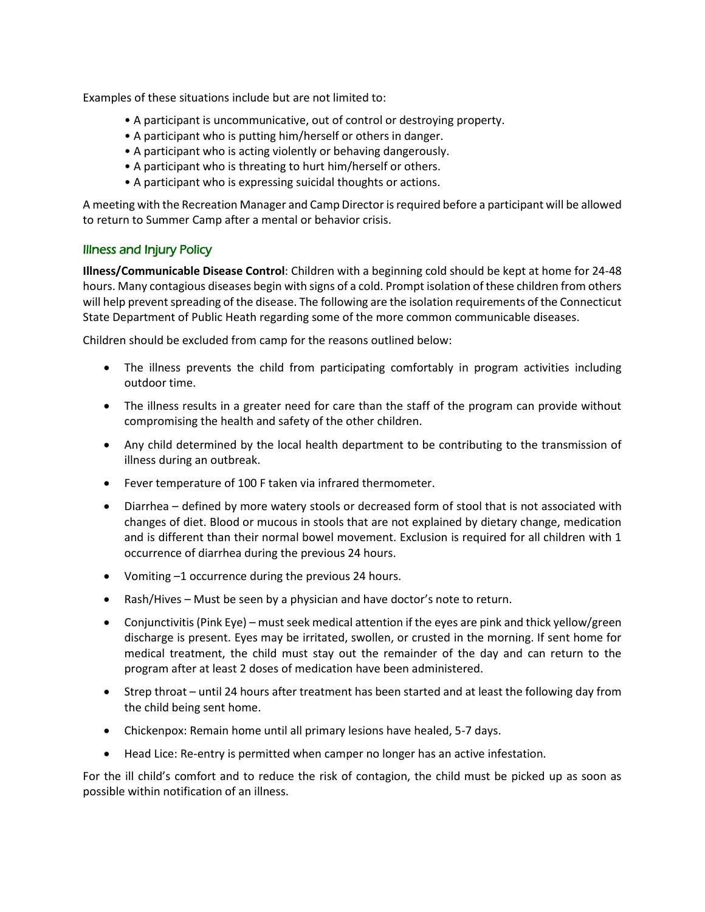Examples of these situations include but are not limited to:

- A participant is uncommunicative, out of control or destroying property.
- A participant who is putting him/herself or others in danger.
- A participant who is acting violently or behaving dangerously.
- A participant who is threating to hurt him/herself or others.
- A participant who is expressing suicidal thoughts or actions.

A meeting with the Recreation Manager and Camp Director is required before a participant will be allowed to return to Summer Camp after a mental or behavior crisis.

## Illness and Injury Policy

**Illness/Communicable Disease Control**: Children with a beginning cold should be kept at home for 24-48 hours. Many contagious diseases begin with signs of a cold. Prompt isolation of these children from others will help prevent spreading of the disease. The following are the isolation requirements of the Connecticut State Department of Public Heath regarding some of the more common communicable diseases.

Children should be excluded from camp for the reasons outlined below:

- The illness prevents the child from participating comfortably in program activities including outdoor time.
- The illness results in a greater need for care than the staff of the program can provide without compromising the health and safety of the other children.
- Any child determined by the local health department to be contributing to the transmission of illness during an outbreak.
- Fever temperature of 100 F taken via infrared thermometer.
- Diarrhea – defined by more watery stools or decreased form of stool that is not associated with changes of diet. Blood or mucous in stools that are not explained by dietary change, medication and is different than their normal bowel movement. Exclusion is required for all children with 1 occurrence of diarrhea during the previous 24 hours.
- Vomiting –1 occurrence during the previous 24 hours.
- Rash/Hives – Must be seen by a physician and have doctor's note to return.
- Conjunctivitis (Pink Eye) – must seek medical attention if the eyes are pink and thick yellow/green discharge is present. Eyes may be irritated, swollen, or crusted in the morning. If sent home for medical treatment, the child must stay out the remainder of the day and can return to the program after at least 2 doses of medication have been administered.
- Strep throat – until 24 hours after treatment has been started and at least the following day from the child being sent home.
- Chickenpox: Remain home until all primary lesions have healed, 5-7 days.
- Head Lice: Re-entry is permitted when camper no longer has an active infestation.

For the ill child's comfort and to reduce the risk of contagion, the child must be picked up as soon as possible within notification of an illness.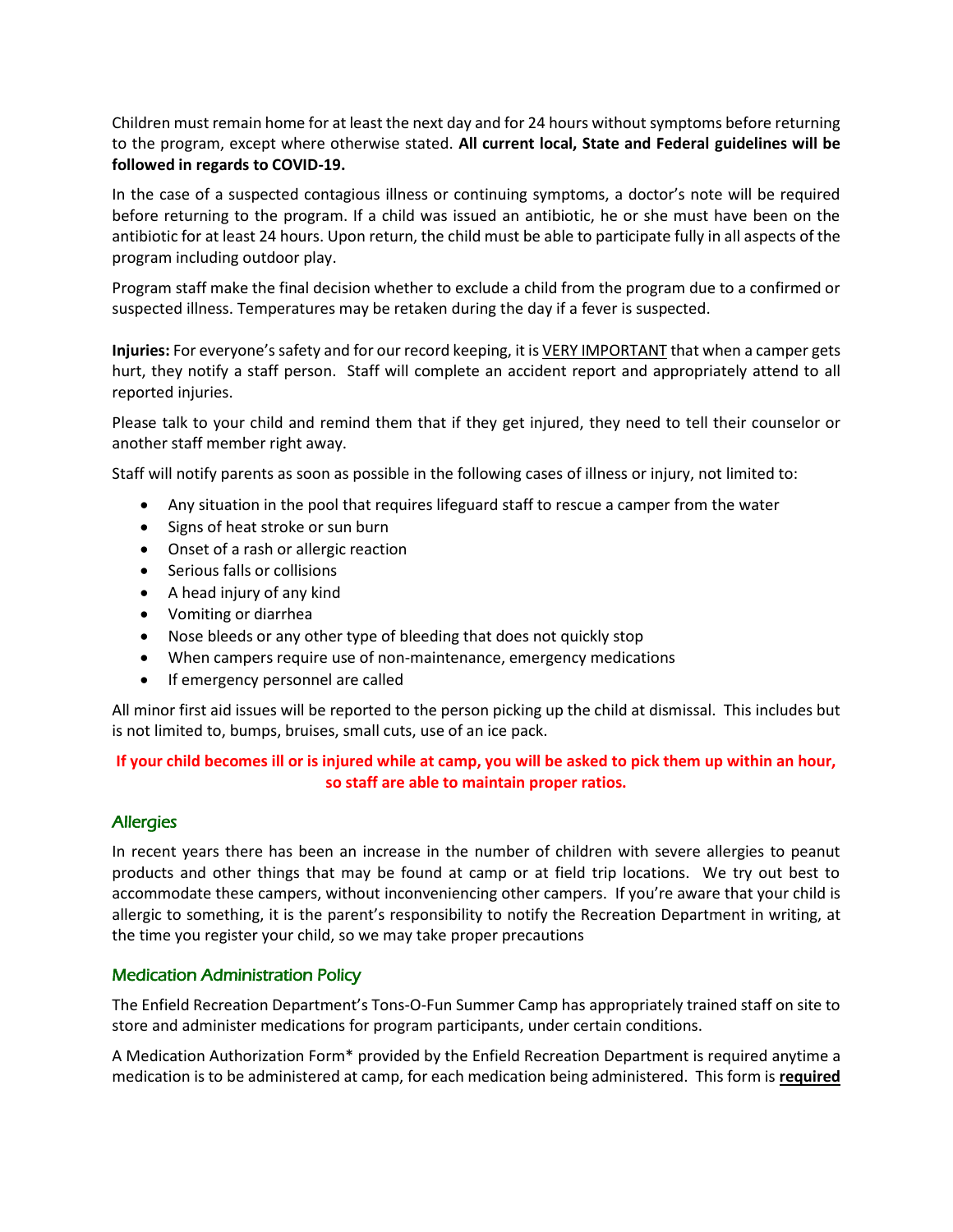Children must remain home for at least the next day and for 24 hours without symptoms before returning to the program, except where otherwise stated. **All current local, State and Federal guidelines will be followed in regards to COVID-19.**

In the case of a suspected contagious illness or continuing symptoms, a doctor's note will be required before returning to the program. If a child was issued an antibiotic, he or she must have been on the antibiotic for at least 24 hours. Upon return, the child must be able to participate fully in all aspects of the program including outdoor play.

Program staff make the final decision whether to exclude a child from the program due to a confirmed or suspected illness. Temperatures may be retaken during the day if a fever is suspected.

**Injuries:** For everyone's safety and for our record keeping, it is <u>VERY IMPORTANT</u> that when a camper gets hurt, they notify a staff person. Staff will complete an accident report and appropriately attend to all reported injuries.

Please talk to your child and remind them that if they get injured, they need to tell their counselor or another staff member right away.

Staff will notify parents as soon as possible in the following cases of illness or injury, not limited to:

- Any situation in the pool that requires lifeguard staff to rescue a camper from the water
- Signs of heat stroke or sun burn
- Onset of a rash or allergic reaction
- Serious falls or collisions
- A head injury of any kind
- Vomiting or diarrhea
- Nose bleeds or any other type of bleeding that does not quickly stop
- When campers require use of non-maintenance, emergency medications
- If emergency personnel are called

All minor first aid issues will be reported to the person picking up the child at dismissal. This includes but is not limited to, bumps, bruises, small cuts, use of an ice pack.

**If your child becomes ill or is injured while at camp, you will be asked to pick them up within an hour, so staff are able to maintain proper ratios.**

## Allergies

In recent years there has been an increase in the number of children with severe allergies to peanut products and other things that may be found at camp or at field trip locations. We try out best to accommodate these campers, without inconveniencing other campers. If you're aware that your child is allergic to something, it is the parent's responsibility to notify the Recreation Department in writing, at the time you register your child, so we may take proper precautions

## Medication Administration Policy

The Enfield Recreation Department's Tons-O-Fun Summer Camp has appropriately trained staff on site to store and administer medications for program participants, under certain conditions.

A Medication Authorization Form* provided by the Enfield Recreation Department is required anytime a medication is to be administered at camp, for each medication being administered. This form is **<u>required</u>**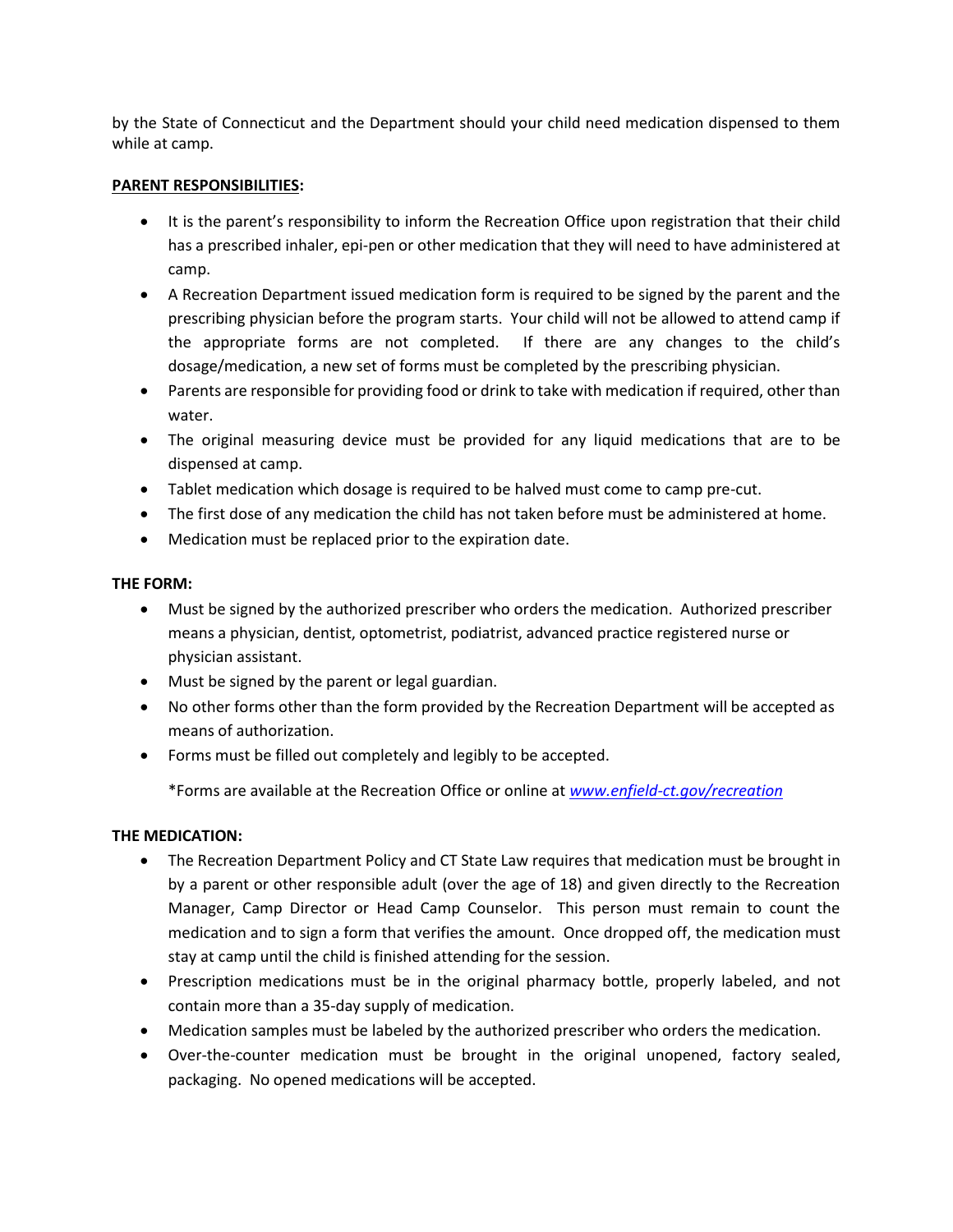by the State of Connecticut and the Department should your child need medication dispensed to them while at camp.

**PARENT RESPONSIBILITIES:**

- It is the parent's responsibility to inform the Recreation Office upon registration that their child has a prescribed inhaler, epi-pen or other medication that they will need to have administered at camp.
- A Recreation Department issued medication form is required to be signed by the parent and the prescribing physician before the program starts. Your child will not be allowed to attend camp if the appropriate forms are not completed. If there are any changes to the child's dosage/medication, a new set of forms must be completed by the prescribing physician.
- Parents are responsible for providing food or drink to take with medication if required, other than water.
- The original measuring device must be provided for any liquid medications that are to be dispensed at camp.
- Tablet medication which dosage is required to be halved must come to camp pre-cut.
- The first dose of any medication the child has not taken before must be administered at home.
- Medication must be replaced prior to the expiration date.

**THE FORM:**

- Must be signed by the authorized prescriber who orders the medication. Authorized prescriber means a physician, dentist, optometrist, podiatrist, advanced practice registered nurse or physician assistant.
- Must be signed by the parent or legal guardian.
- No other forms other than the form provided by the Recreation Department will be accepted as means of authorization.
- Forms must be filled out completely and legibly to be accepted.

  *Forms are available at the Recreation Office or online at *www.enfield-ct.gov/recreation*

**THE MEDICATION:**

- The Recreation Department Policy and CT State Law requires that medication must be brought in by a parent or other responsible adult (over the age of 18) and given directly to the Recreation Manager, Camp Director or Head Camp Counselor. This person must remain to count the medication and to sign a form that verifies the amount. Once dropped off, the medication must stay at camp until the child is finished attending for the session.
- Prescription medications must be in the original pharmacy bottle, properly labeled, and not contain more than a 35-day supply of medication.
- Medication samples must be labeled by the authorized prescriber who orders the medication.
- Over-the-counter medication must be brought in the original unopened, factory sealed, packaging. No opened medications will be accepted.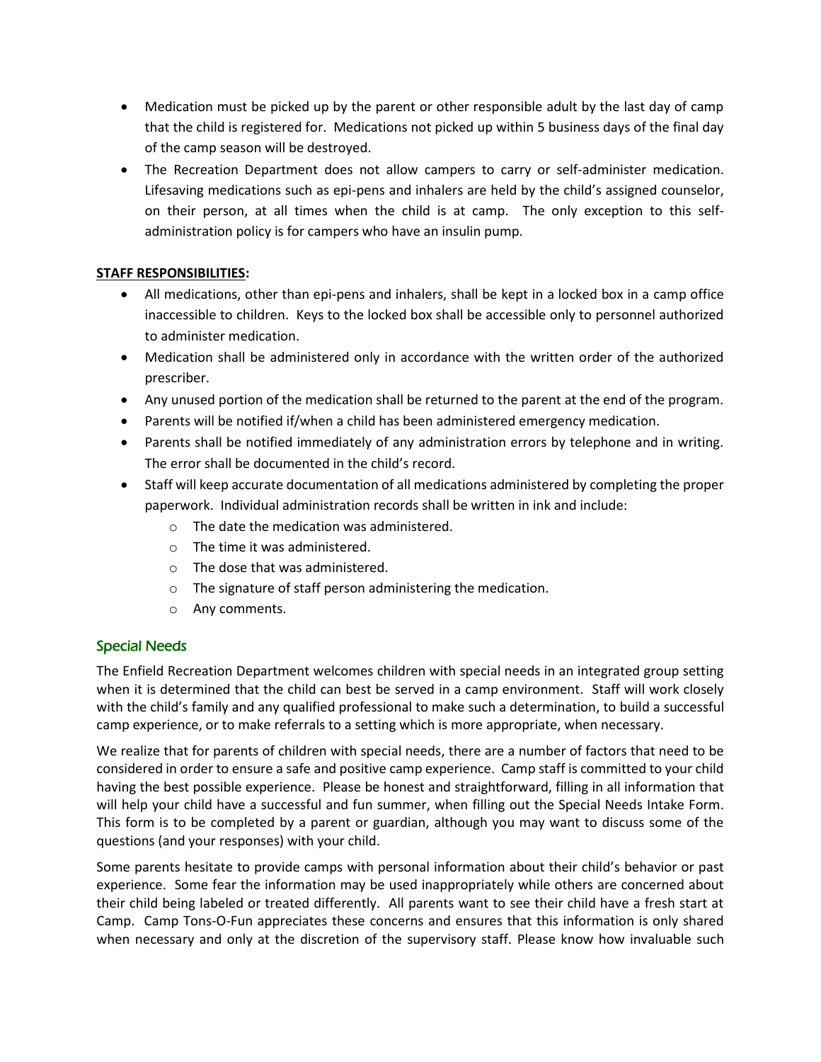- Medication must be picked up by the parent or other responsible adult by the last day of camp that the child is registered for. Medications not picked up within 5 business days of the final day of the camp season will be destroyed.
- The Recreation Department does not allow campers to carry or self-administer medication. Lifesaving medications such as epi-pens and inhalers are held by the child's assigned counselor, on their person, at all times when the child is at camp. The only exception to this self-administration policy is for campers who have an insulin pump.

**STAFF RESPONSIBILITIES:**

- All medications, other than epi-pens and inhalers, shall be kept in a locked box in a camp office inaccessible to children. Keys to the locked box shall be accessible only to personnel authorized to administer medication.
- Medication shall be administered only in accordance with the written order of the authorized prescriber.
- Any unused portion of the medication shall be returned to the parent at the end of the program.
- Parents will be notified if/when a child has been administered emergency medication.
- Parents shall be notified immediately of any administration errors by telephone and in writing. The error shall be documented in the child's record.
- Staff will keep accurate documentation of all medications administered by completing the proper paperwork. Individual administration records shall be written in ink and include:
  - The date the medication was administered.
  - The time it was administered.
  - The dose that was administered.
  - The signature of staff person administering the medication.
  - Any comments.

## Special Needs

The Enfield Recreation Department welcomes children with special needs in an integrated group setting when it is determined that the child can best be served in a camp environment. Staff will work closely with the child's family and any qualified professional to make such a determination, to build a successful camp experience, or to make referrals to a setting which is more appropriate, when necessary.

We realize that for parents of children with special needs, there are a number of factors that need to be considered in order to ensure a safe and positive camp experience. Camp staff is committed to your child having the best possible experience. Please be honest and straightforward, filling in all information that will help your child have a successful and fun summer, when filling out the Special Needs Intake Form. This form is to be completed by a parent or guardian, although you may want to discuss some of the questions (and your responses) with your child.

Some parents hesitate to provide camps with personal information about their child's behavior or past experience. Some fear the information may be used inappropriately while others are concerned about their child being labeled or treated differently. All parents want to see their child have a fresh start at Camp. Camp Tons-O-Fun appreciates these concerns and ensures that this information is only shared when necessary and only at the discretion of the supervisory staff. Please know how invaluable such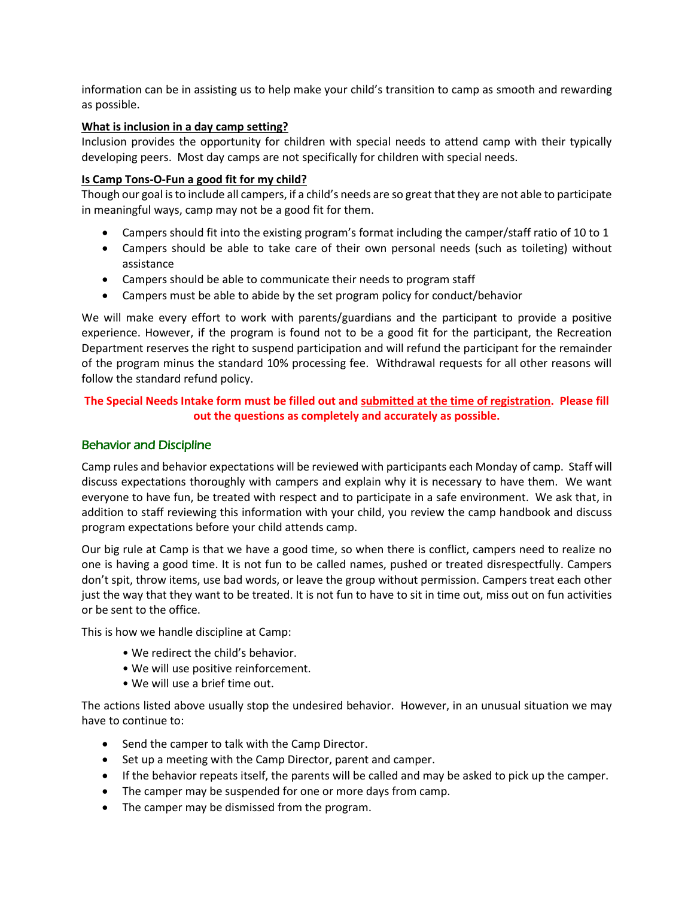information can be in assisting us to help make your child's transition to camp as smooth and rewarding as possible.

**<u>What is inclusion in a day camp setting?</u>**

Inclusion provides the opportunity for children with special needs to attend camp with their typically developing peers. Most day camps are not specifically for children with special needs.

**<u>Is Camp Tons-O-Fun a good fit for my child?</u>**

Though our goal is to include all campers, if a child's needs are so great that they are not able to participate in meaningful ways, camp may not be a good fit for them.

- Campers should fit into the existing program's format including the camper/staff ratio of 10 to 1
- Campers should be able to take care of their own personal needs (such as toileting) without assistance
- Campers should be able to communicate their needs to program staff
- Campers must be able to abide by the set program policy for conduct/behavior

We will make every effort to work with parents/guardians and the participant to provide a positive experience. However, if the program is found not to be a good fit for the participant, the Recreation Department reserves the right to suspend participation and will refund the participant for the remainder of the program minus the standard 10% processing fee. Withdrawal requests for all other reasons will follow the standard refund policy.

**The Special Needs Intake form must be filled out and <u>submitted at the time of registration</u>. Please fill out the questions as completely and accurately as possible.**

## Behavior and Discipline

Camp rules and behavior expectations will be reviewed with participants each Monday of camp. Staff will discuss expectations thoroughly with campers and explain why it is necessary to have them. We want everyone to have fun, be treated with respect and to participate in a safe environment. We ask that, in addition to staff reviewing this information with your child, you review the camp handbook and discuss program expectations before your child attends camp.

Our big rule at Camp is that we have a good time, so when there is conflict, campers need to realize no one is having a good time. It is not fun to be called names, pushed or treated disrespectfully. Campers don't spit, throw items, use bad words, or leave the group without permission. Campers treat each other just the way that they want to be treated. It is not fun to have to sit in time out, miss out on fun activities or be sent to the office.

This is how we handle discipline at Camp:

- We redirect the child's behavior.
- We will use positive reinforcement.
- We will use a brief time out.

The actions listed above usually stop the undesired behavior. However, in an unusual situation we may have to continue to:

- Send the camper to talk with the Camp Director.
- Set up a meeting with the Camp Director, parent and camper.
- If the behavior repeats itself, the parents will be called and may be asked to pick up the camper.
- The camper may be suspended for one or more days from camp.
- The camper may be dismissed from the program.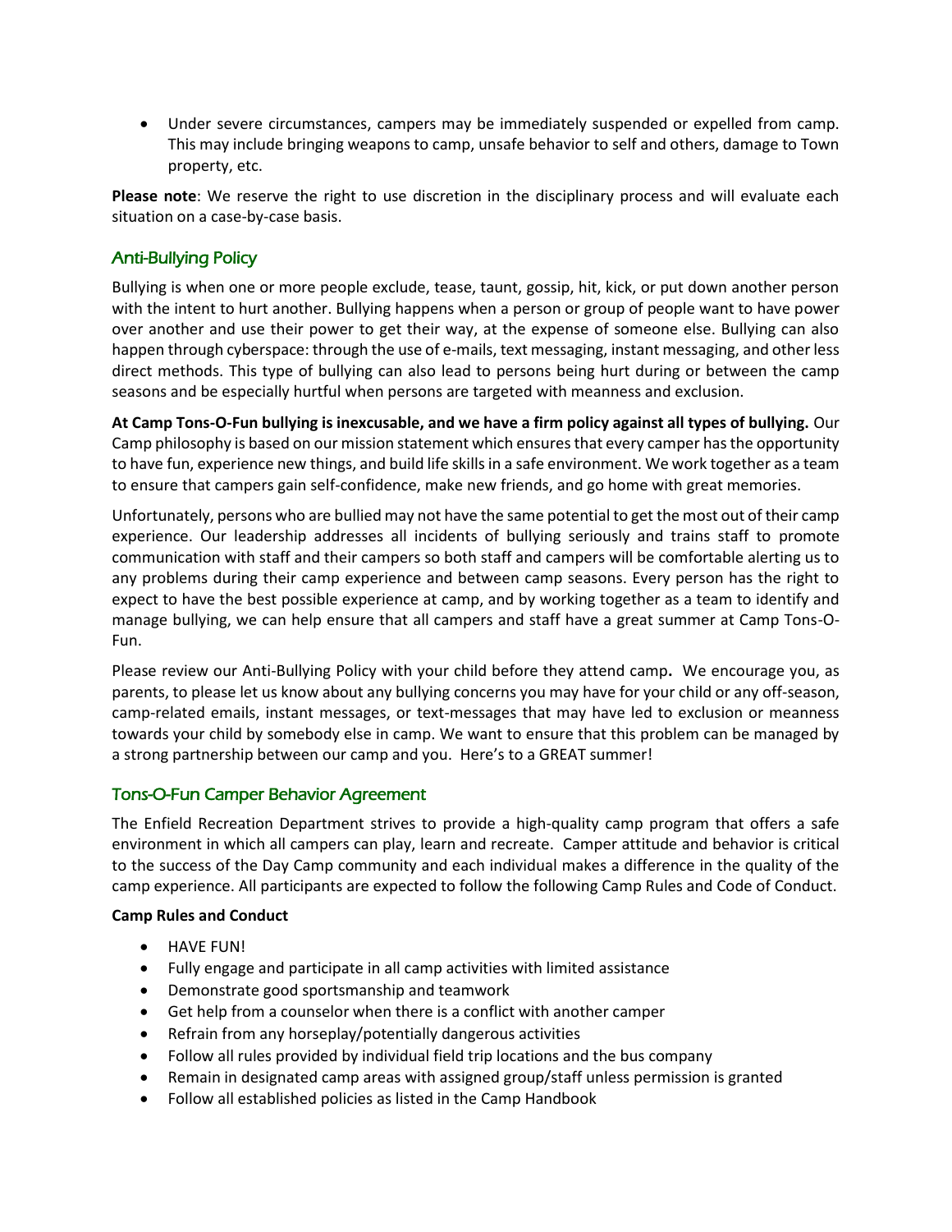- Under severe circumstances, campers may be immediately suspended or expelled from camp. This may include bringing weapons to camp, unsafe behavior to self and others, damage to Town property, etc.

**Please note**: We reserve the right to use discretion in the disciplinary process and will evaluate each situation on a case-by-case basis.

## Anti-Bullying Policy

Bullying is when one or more people exclude, tease, taunt, gossip, hit, kick, or put down another person with the intent to hurt another. Bullying happens when a person or group of people want to have power over another and use their power to get their way, at the expense of someone else. Bullying can also happen through cyberspace: through the use of e-mails, text messaging, instant messaging, and other less direct methods. This type of bullying can also lead to persons being hurt during or between the camp seasons and be especially hurtful when persons are targeted with meanness and exclusion.

**At Camp Tons-O-Fun bullying is inexcusable, and we have a firm policy against all types of bullying.** Our Camp philosophy is based on our mission statement which ensures that every camper has the opportunity to have fun, experience new things, and build life skills in a safe environment. We work together as a team to ensure that campers gain self-confidence, make new friends, and go home with great memories.

Unfortunately, persons who are bullied may not have the same potential to get the most out of their camp experience. Our leadership addresses all incidents of bullying seriously and trains staff to promote communication with staff and their campers so both staff and campers will be comfortable alerting us to any problems during their camp experience and between camp seasons. Every person has the right to expect to have the best possible experience at camp, and by working together as a team to identify and manage bullying, we can help ensure that all campers and staff have a great summer at Camp Tons-O-Fun.

Please review our Anti-Bullying Policy with your child before they attend camp**.** We encourage you, as parents, to please let us know about any bullying concerns you may have for your child or any off-season, camp-related emails, instant messages, or text-messages that may have led to exclusion or meanness towards your child by somebody else in camp. We want to ensure that this problem can be managed by a strong partnership between our camp and you. Here's to a GREAT summer!

## Tons-O-Fun Camper Behavior Agreement

The Enfield Recreation Department strives to provide a high-quality camp program that offers a safe environment in which all campers can play, learn and recreate. Camper attitude and behavior is critical to the success of the Day Camp community and each individual makes a difference in the quality of the camp experience. All participants are expected to follow the following Camp Rules and Code of Conduct.

**Camp Rules and Conduct**

- HAVE FUN!
- Fully engage and participate in all camp activities with limited assistance
- Demonstrate good sportsmanship and teamwork
- Get help from a counselor when there is a conflict with another camper
- Refrain from any horseplay/potentially dangerous activities
- Follow all rules provided by individual field trip locations and the bus company
- Remain in designated camp areas with assigned group/staff unless permission is granted
- Follow all established policies as listed in the Camp Handbook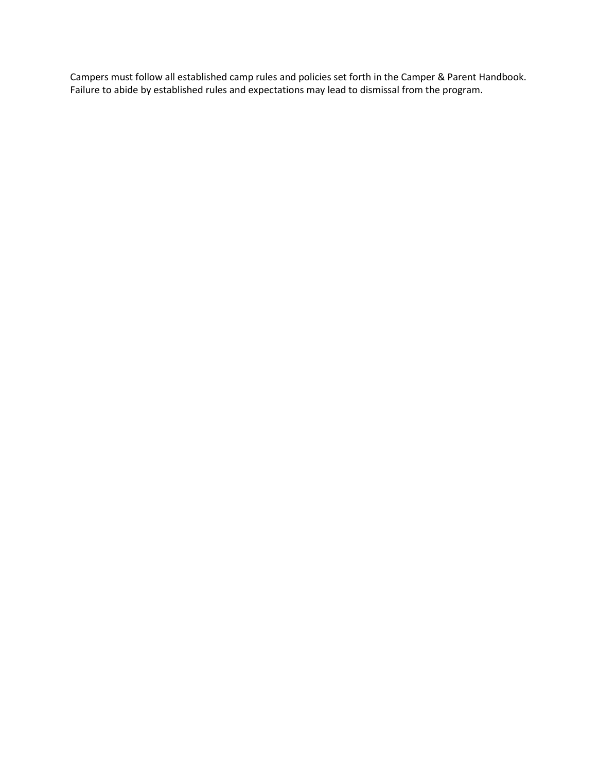Campers must follow all established camp rules and policies set forth in the Camper & Parent Handbook. Failure to abide by established rules and expectations may lead to dismissal from the program.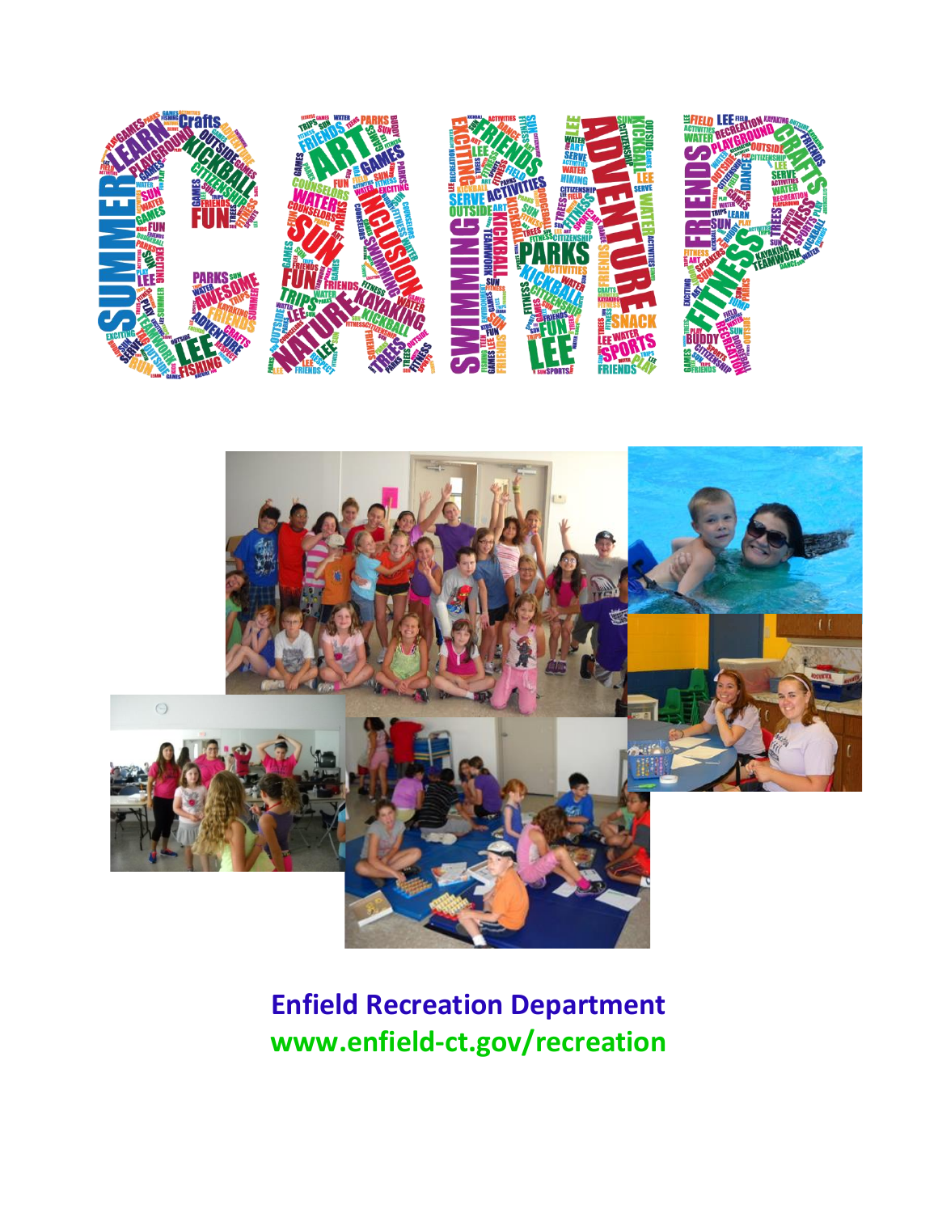# CAMP

**Enfield Recreation Department**
**www.enfield-ct.gov/recreation**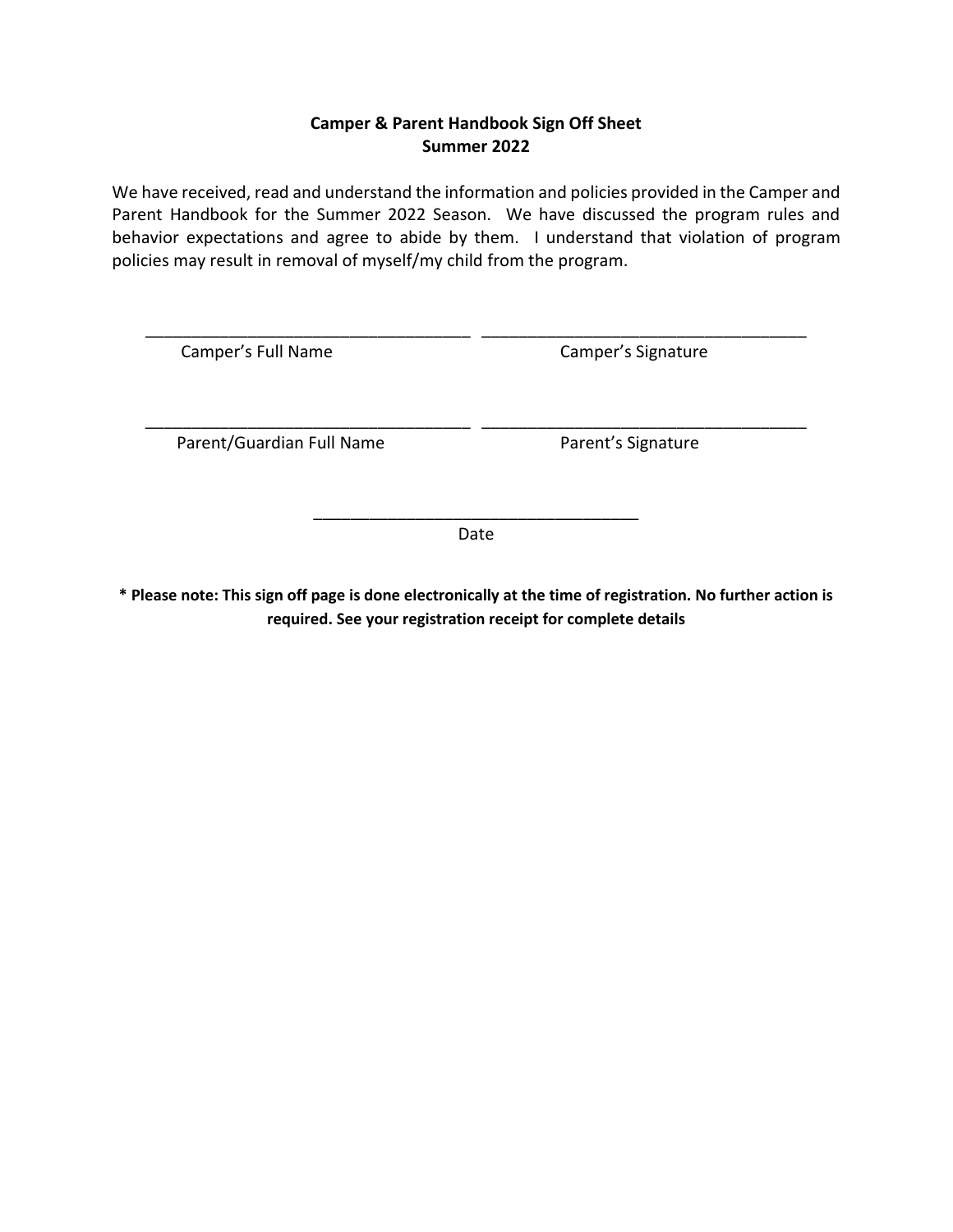**Camper & Parent Handbook Sign Off Sheet**
**Summer 2022**

We have received, read and understand the information and policies provided in the Camper and Parent Handbook for the Summer 2022 Season. We have discussed the program rules and behavior expectations and agree to abide by them. I understand that violation of program policies may result in removal of myself/my child from the program.

___________________________________ ___________________________________
Camper's Full Name Camper's Signature

___________________________________ ___________________________________
Parent/Guardian Full Name Parent's Signature

___________________________________
Date

**\* Please note: This sign off page is done electronically at the time of registration. No further action is required. See your registration receipt for complete details**